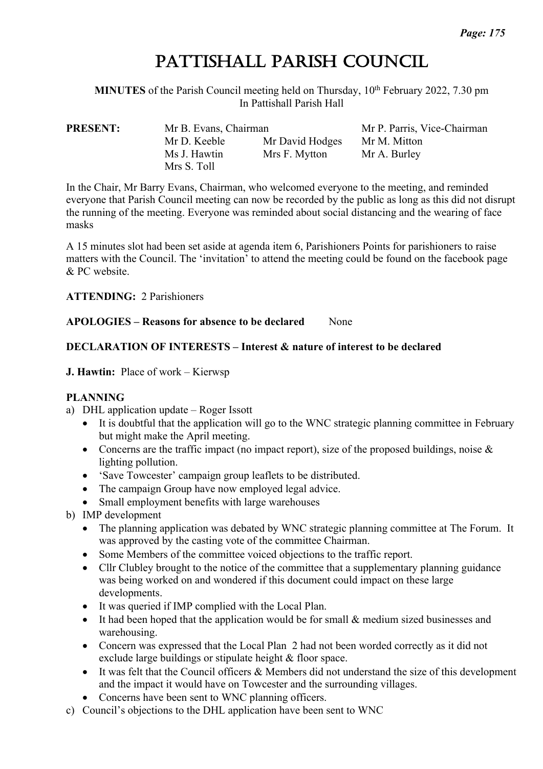# Pattishall Parish Council

**MINUTES** of the Parish Council meeting held on Thursday, 10th February 2022, 7.30 pm In Pattishall Parish Hall

| **PRESENT:** | Mr B. Evans, Chairman | | Mr P. Parris, Vice-Chairman |
|---|---|---|---|
| | Mr D. Keeble | Mr David Hodges | Mr M. Mitton |
| | Ms J. Hawtin | Mrs F. Mytton | Mr A. Burley |
| | Mrs S. Toll | | |

In the Chair, Mr Barry Evans, Chairman, who welcomed everyone to the meeting, and reminded everyone that Parish Council meeting can now be recorded by the public as long as this did not disrupt the running of the meeting. Everyone was reminded about social distancing and the wearing of face masks

A 15 minutes slot had been set aside at agenda item 6, Parishioners Points for parishioners to raise matters with the Council. The 'invitation' to attend the meeting could be found on the facebook page & PC website.

**ATTENDING:** 2 Parishioners

**APOLOGIES – Reasons for absence to be declared** None

**DECLARATION OF INTERESTS – Interest & nature of interest to be declared**

**J. Hawtin:** Place of work – Kierwsp

**PLANNING**

a) DHL application update – Roger Issott
   - It is doubtful that the application will go to the WNC strategic planning committee in February but might make the April meeting.
   - Concerns are the traffic impact (no impact report), size of the proposed buildings, noise & lighting pollution.
   - 'Save Towcester' campaign group leaflets to be distributed.
   - The campaign Group have now employed legal advice.
   - Small employment benefits with large warehouses

b) IMP development
   - The planning application was debated by WNC strategic planning committee at The Forum. It was approved by the casting vote of the committee Chairman.
   - Some Members of the committee voiced objections to the traffic report.
   - Cllr Clubley brought to the notice of the committee that a supplementary planning guidance was being worked on and wondered if this document could impact on these large developments.
   - It was queried if IMP complied with the Local Plan.
   - It had been hoped that the application would be for small & medium sized businesses and warehousing.
   - Concern was expressed that the Local Plan 2 had not been worded correctly as it did not exclude large buildings or stipulate height & floor space.
   - It was felt that the Council officers & Members did not understand the size of this development and the impact it would have on Towcester and the surrounding villages.
   - Concerns have been sent to WNC planning officers.

c) Council's objections to the DHL application have been sent to WNC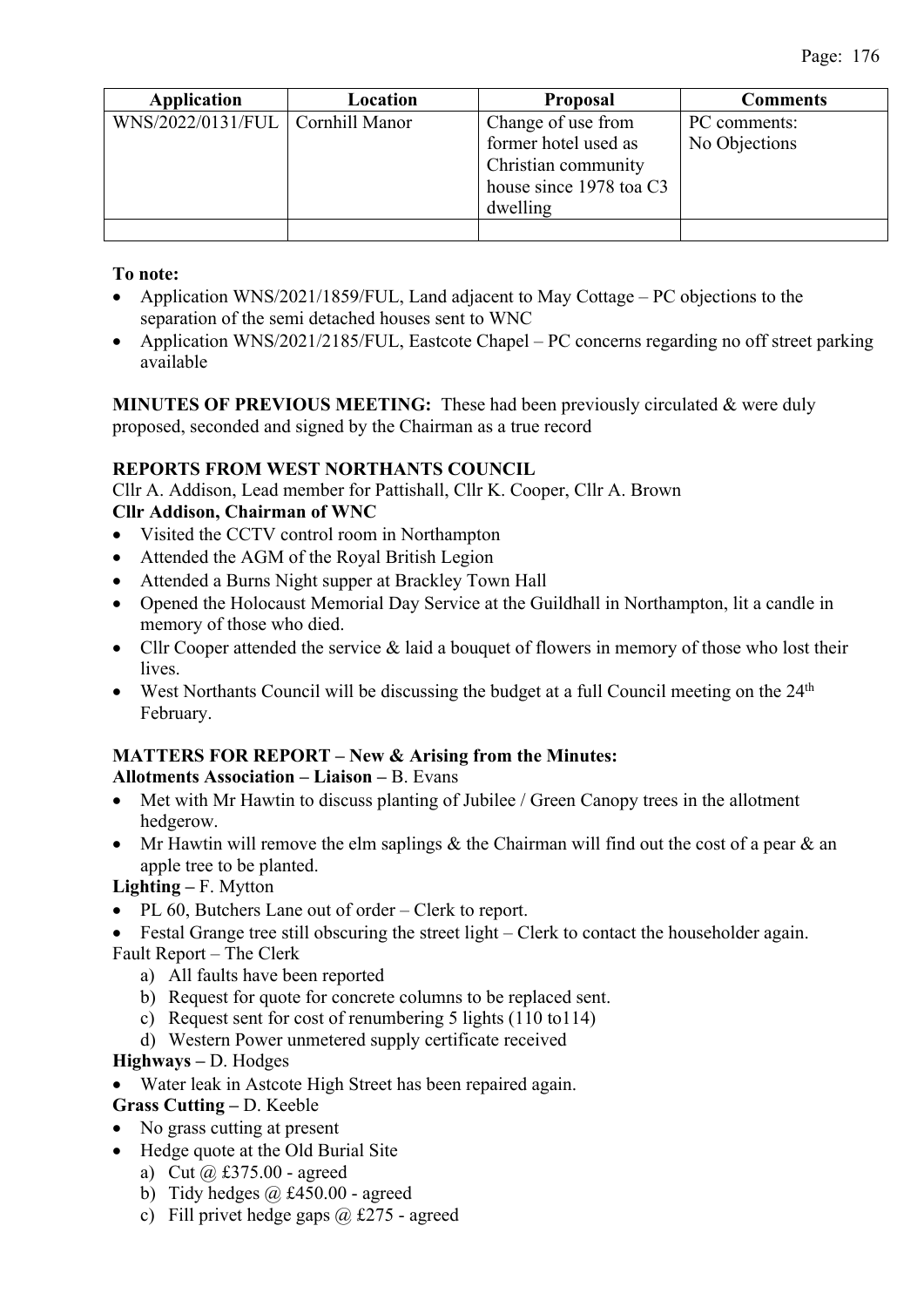| Application | Location | Proposal | Comments |
|---|---|---|---|
| WNS/2022/0131/FUL | Cornhill Manor | Change of use from former hotel used as Christian community house since 1978 toa C3 dwelling | PC comments: No Objections |
| | | | |

**To note:**

- Application WNS/2021/1859/FUL, Land adjacent to May Cottage – PC objections to the separation of the semi detached houses sent to WNC
- Application WNS/2021/2185/FUL, Eastcote Chapel – PC concerns regarding no off street parking available

**MINUTES OF PREVIOUS MEETING:** These had been previously circulated & were duly proposed, seconded and signed by the Chairman as a true record

**REPORTS FROM WEST NORTHANTS COUNCIL**

Cllr A. Addison, Lead member for Pattishall, Cllr K. Cooper, Cllr A. Brown

**Cllr Addison, Chairman of WNC**

- Visited the CCTV control room in Northampton
- Attended the AGM of the Royal British Legion
- Attended a Burns Night supper at Brackley Town Hall
- Opened the Holocaust Memorial Day Service at the Guildhall in Northampton, lit a candle in memory of those who died.
- Cllr Cooper attended the service & laid a bouquet of flowers in memory of those who lost their lives.
- West Northants Council will be discussing the budget at a full Council meeting on the 24th February.

**MATTERS FOR REPORT – New & Arising from the Minutes:**

**Allotments Association – Liaison –** B. Evans

- Met with Mr Hawtin to discuss planting of Jubilee / Green Canopy trees in the allotment hedgerow.
- Mr Hawtin will remove the elm saplings & the Chairman will find out the cost of a pear & an apple tree to be planted.

**Lighting –** F. Mytton

- PL 60, Butchers Lane out of order – Clerk to report.
- Festal Grange tree still obscuring the street light – Clerk to contact the householder again.

Fault Report – The Clerk

a) All faults have been reported
b) Request for quote for concrete columns to be replaced sent.
c) Request sent for cost of renumbering 5 lights (110 to114)
d) Western Power unmetered supply certificate received

**Highways –** D. Hodges

- Water leak in Astcote High Street has been repaired again.

**Grass Cutting –** D. Keeble

- No grass cutting at present
- Hedge quote at the Old Burial Site
  a) Cut @ £375.00 - agreed
  b) Tidy hedges @ £450.00 - agreed
  c) Fill privet hedge gaps @ £275 - agreed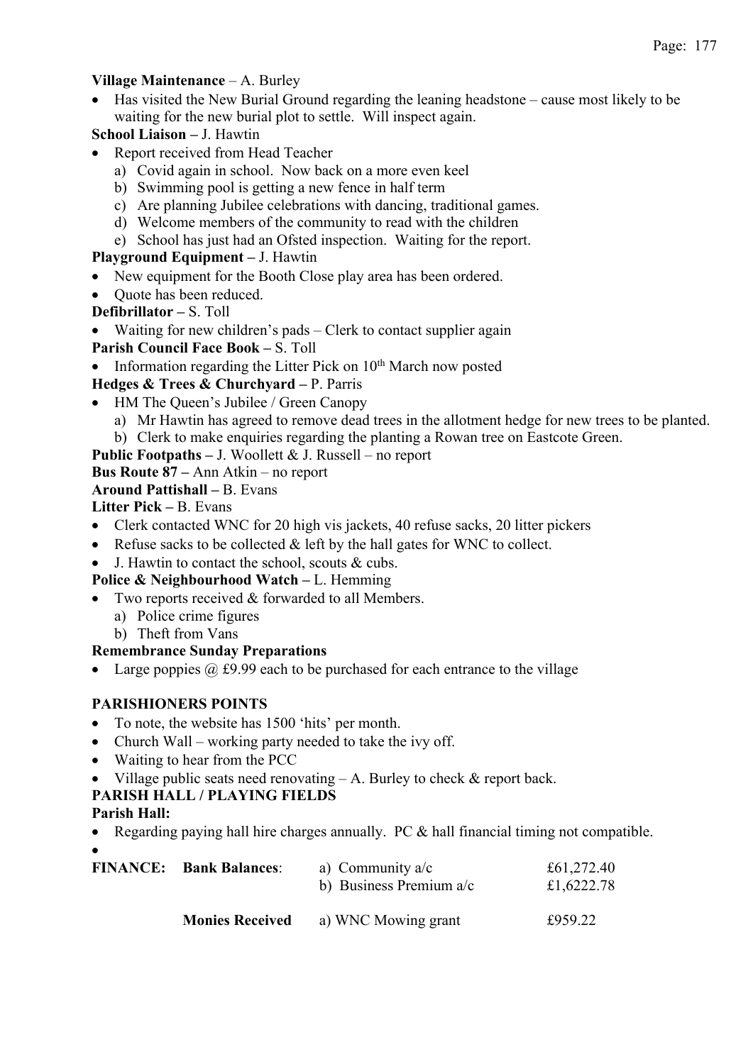**Village Maintenance** – A. Burley

- Has visited the New Burial Ground regarding the leaning headstone – cause most likely to be waiting for the new burial plot to settle. Will inspect again.

**School Liaison –** J. Hawtin

- Report received from Head Teacher
  a) Covid again in school. Now back on a more even keel
  b) Swimming pool is getting a new fence in half term
  c) Are planning Jubilee celebrations with dancing, traditional games.
  d) Welcome members of the community to read with the children
  e) School has just had an Ofsted inspection. Waiting for the report.

**Playground Equipment –** J. Hawtin

- New equipment for the Booth Close play area has been ordered.
- Quote has been reduced.

**Defibrillator –** S. Toll

- Waiting for new children's pads – Clerk to contact supplier again

**Parish Council Face Book –** S. Toll

- Information regarding the Litter Pick on 10th March now posted

**Hedges & Trees & Churchyard –** P. Parris

- HM The Queen's Jubilee / Green Canopy
  a) Mr Hawtin has agreed to remove dead trees in the allotment hedge for new trees to be planted.
  b) Clerk to make enquiries regarding the planting a Rowan tree on Eastcote Green.

**Public Footpaths –** J. Woollett & J. Russell – no report

**Bus Route 87 –** Ann Atkin – no report

**Around Pattishall –** B. Evans

**Litter Pick –** B. Evans

- Clerk contacted WNC for 20 high vis jackets, 40 refuse sacks, 20 litter pickers
- Refuse sacks to be collected & left by the hall gates for WNC to collect.
- J. Hawtin to contact the school, scouts & cubs.

**Police & Neighbourhood Watch –** L. Hemming

- Two reports received & forwarded to all Members.
  a) Police crime figures
  b) Theft from Vans

**Remembrance Sunday Preparations**

- Large poppies @ £9.99 each to be purchased for each entrance to the village

**PARISHIONERS POINTS**

- To note, the website has 1500 'hits' per month.
- Church Wall – working party needed to take the ivy off.
- Waiting to hear from the PCC
- Village public seats need renovating – A. Burley to check & report back.

**PARISH HALL / PLAYING FIELDS**

**Parish Hall:**

- Regarding paying hall hire charges annually. PC & hall financial timing not compatible.
- 

| **FINANCE:** | **Bank Balances**: | a) Community a/c | £61,272.40 |
|---|---|---|---|
| | | b) Business Premium a/c | £1,6222.78 |
| | **Monies Received** | a) WNC Mowing grant | £959.22 |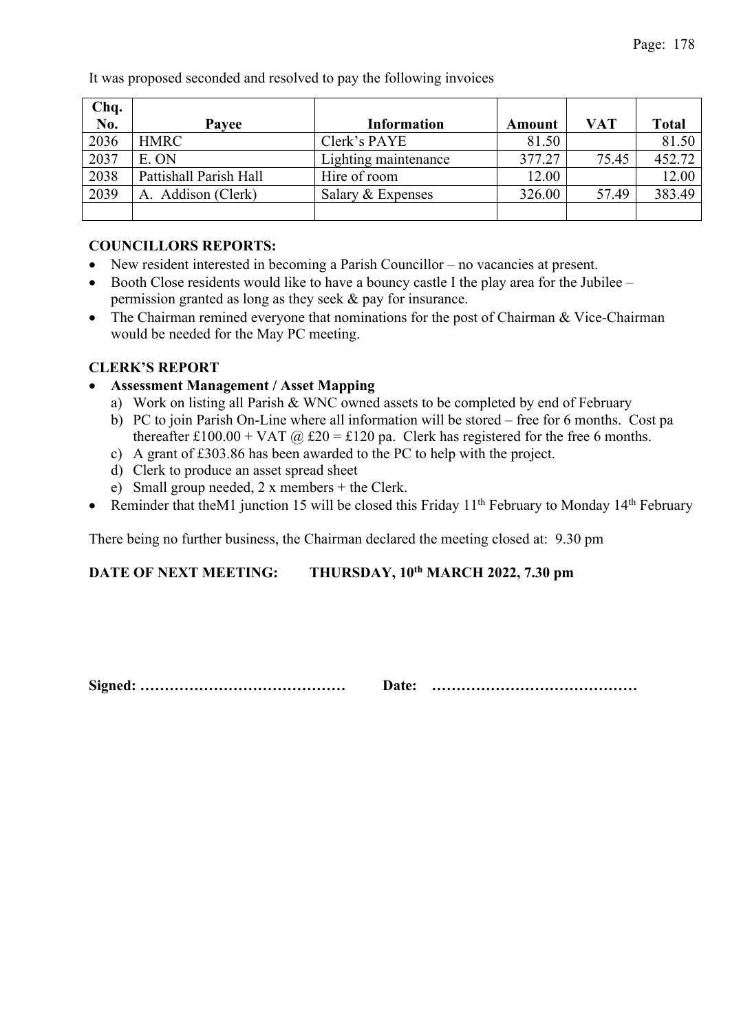It was proposed seconded and resolved to pay the following invoices

| Chq. No. | Payee | Information | Amount | VAT | Total |
|---|---|---|---|---|---|
| 2036 | HMRC | Clerk's PAYE | 81.50 | | 81.50 |
| 2037 | E. ON | Lighting maintenance | 377.27 | 75.45 | 452.72 |
| 2038 | Pattishall Parish Hall | Hire of room | 12.00 | | 12.00 |
| 2039 | A. Addison (Clerk) | Salary & Expenses | 326.00 | 57.49 | 383.49 |
| | | | | | |

**COUNCILLORS REPORTS:**

- New resident interested in becoming a Parish Councillor – no vacancies at present.
- Booth Close residents would like to have a bouncy castle I the play area for the Jubilee – permission granted as long as they seek & pay for insurance.
- The Chairman remined everyone that nominations for the post of Chairman & Vice-Chairman would be needed for the May PC meeting.

**CLERK'S REPORT**

- **Assessment Management / Asset Mapping**
  a) Work on listing all Parish & WNC owned assets to be completed by end of February
  b) PC to join Parish On-Line where all information will be stored – free for 6 months. Cost pa thereafter £100.00 + VAT @ £20 = £120 pa. Clerk has registered for the free 6 months.
  c) A grant of £303.86 has been awarded to the PC to help with the project.
  d) Clerk to produce an asset spread sheet
  e) Small group needed, 2 x members + the Clerk.
- Reminder that theM1 junction 15 will be closed this Friday 11th February to Monday 14th February

There being no further business, the Chairman declared the meeting closed at: 9.30 pm

**DATE OF NEXT MEETING: THURSDAY, 10th MARCH 2022, 7.30 pm**

**Signed: …………………………………… Date: ……………………………………**